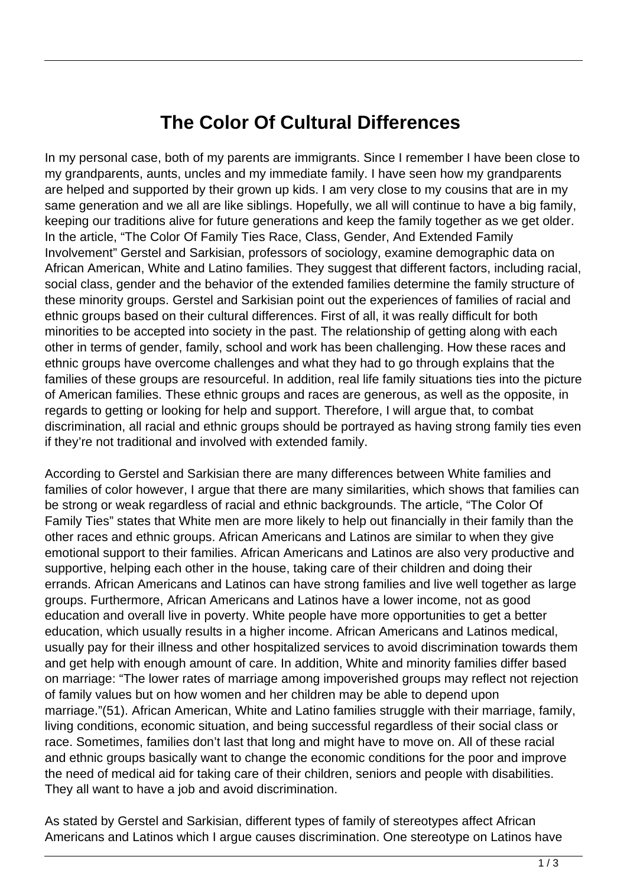# The Color Of Cultural Differences

In my personal case, both of my parents are immigrants. Since I remember I have been close to my grandparents, aunts, uncles and my immediate family. I have seen how my grandparents are helped and supported by their grown up kids. I am very close to my cousins that are in my same generation and we all are like siblings. Hopefully, we all will continue to have a big family, keeping our traditions alive for future generations and keep the family together as we get older. In the article, "The Color Of Family Ties Race, Class, Gender, And Extended Family Involvement" Gerstel and Sarkisian, professors of sociology, examine demographic data on African American, White and Latino families. They suggest that different factors, including racial, social class, gender and the behavior of the extended families determine the family structure of these minority groups. Gerstel and Sarkisian point out the experiences of families of racial and ethnic groups based on their cultural differences. First of all, it was really difficult for both minorities to be accepted into society in the past. The relationship of getting along with each other in terms of gender, family, school and work has been challenging. How these races and ethnic groups have overcome challenges and what they had to go through explains that the families of these groups are resourceful. In addition, real life family situations ties into the picture of American families. These ethnic groups and races are generous, as well as the opposite, in regards to getting or looking for help and support. Therefore, I will argue that, to combat discrimination, all racial and ethnic groups should be portrayed as having strong family ties even if they're not traditional and involved with extended family.

According to Gerstel and Sarkisian there are many differences between White families and families of color however, I argue that there are many similarities, which shows that families can be strong or weak regardless of racial and ethnic backgrounds. The article, "The Color Of Family Ties" states that White men are more likely to help out financially in their family than the other races and ethnic groups. African Americans and Latinos are similar to when they give emotional support to their families. African Americans and Latinos are also very productive and supportive, helping each other in the house, taking care of their children and doing their errands. African Americans and Latinos can have strong families and live well together as large groups. Furthermore, African Americans and Latinos have a lower income, not as good education and overall live in poverty. White people have more opportunities to get a better education, which usually results in a higher income. African Americans and Latinos medical, usually pay for their illness and other hospitalized services to avoid discrimination towards them and get help with enough amount of care. In addition, White and minority families differ based on marriage: "The lower rates of marriage among impoverished groups may reflect not rejection of family values but on how women and her children may be able to depend upon marriage."(51). African American, White and Latino families struggle with their marriage, family, living conditions, economic situation, and being successful regardless of their social class or race. Sometimes, families don't last that long and might have to move on. All of these racial and ethnic groups basically want to change the economic conditions for the poor and improve the need of medical aid for taking care of their children, seniors and people with disabilities. They all want to have a job and avoid discrimination.

As stated by Gerstel and Sarkisian, different types of family of stereotypes affect African Americans and Latinos which I argue causes discrimination. One stereotype on Latinos have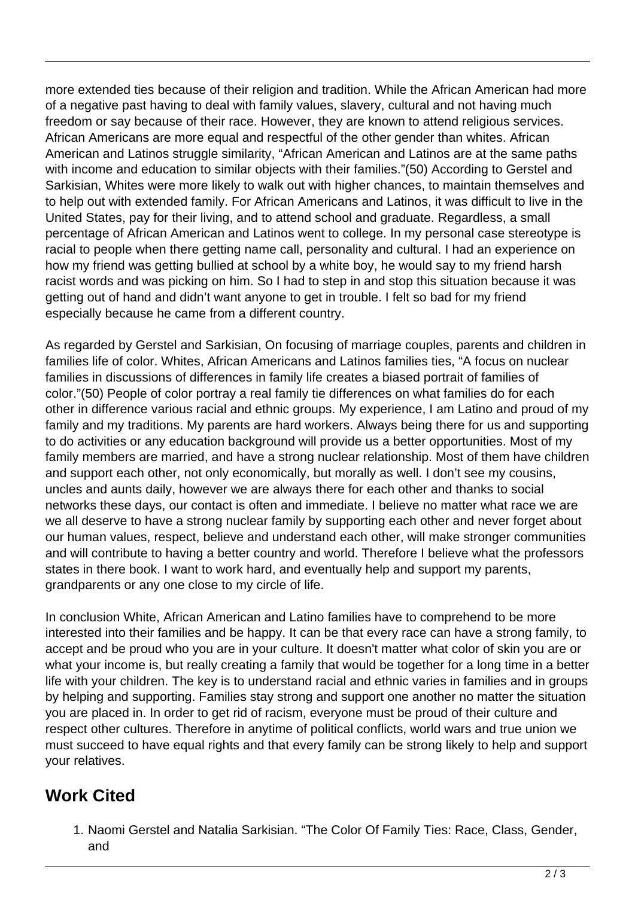more extended ties because of their religion and tradition. While the African American had more of a negative past having to deal with family values, slavery, cultural and not having much freedom or say because of their race. However, they are known to attend religious services. African Americans are more equal and respectful of the other gender than whites. African American and Latinos struggle similarity, "African American and Latinos are at the same paths with income and education to similar objects with their families."(50) According to Gerstel and Sarkisian, Whites were more likely to walk out with higher chances, to maintain themselves and to help out with extended family. For African Americans and Latinos, it was difficult to live in the United States, pay for their living, and to attend school and graduate. Regardless, a small percentage of African American and Latinos went to college. In my personal case stereotype is racial to people when there getting name call, personality and cultural. I had an experience on how my friend was getting bullied at school by a white boy, he would say to my friend harsh racist words and was picking on him. So I had to step in and stop this situation because it was getting out of hand and didn't want anyone to get in trouble. I felt so bad for my friend especially because he came from a different country.

As regarded by Gerstel and Sarkisian, On focusing of marriage couples, parents and children in families life of color. Whites, African Americans and Latinos families ties, "A focus on nuclear families in discussions of differences in family life creates a biased portrait of families of color."(50) People of color portray a real family tie differences on what families do for each other in difference various racial and ethnic groups. My experience, I am Latino and proud of my family and my traditions. My parents are hard workers. Always being there for us and supporting to do activities or any education background will provide us a better opportunities. Most of my family members are married, and have a strong nuclear relationship. Most of them have children and support each other, not only economically, but morally as well. I don't see my cousins, uncles and aunts daily, however we are always there for each other and thanks to social networks these days, our contact is often and immediate. I believe no matter what race we are we all deserve to have a strong nuclear family by supporting each other and never forget about our human values, respect, believe and understand each other, will make stronger communities and will contribute to having a better country and world. Therefore I believe what the professors states in there book. I want to work hard, and eventually help and support my parents, grandparents or any one close to my circle of life.

In conclusion White, African American and Latino families have to comprehend to be more interested into their families and be happy. It can be that every race can have a strong family, to accept and be proud who you are in your culture. It doesn't matter what color of skin you are or what your income is, but really creating a family that would be together for a long time in a better life with your children. The key is to understand racial and ethnic varies in families and in groups by helping and supporting. Families stay strong and support one another no matter the situation you are placed in. In order to get rid of racism, everyone must be proud of their culture and respect other cultures. Therefore in anytime of political conflicts, world wars and true union we must succeed to have equal rights and that every family can be strong likely to help and support your relatives.

## Work Cited

1. Naomi Gerstel and Natalia Sarkisian. "The Color Of Family Ties: Race, Class, Gender, and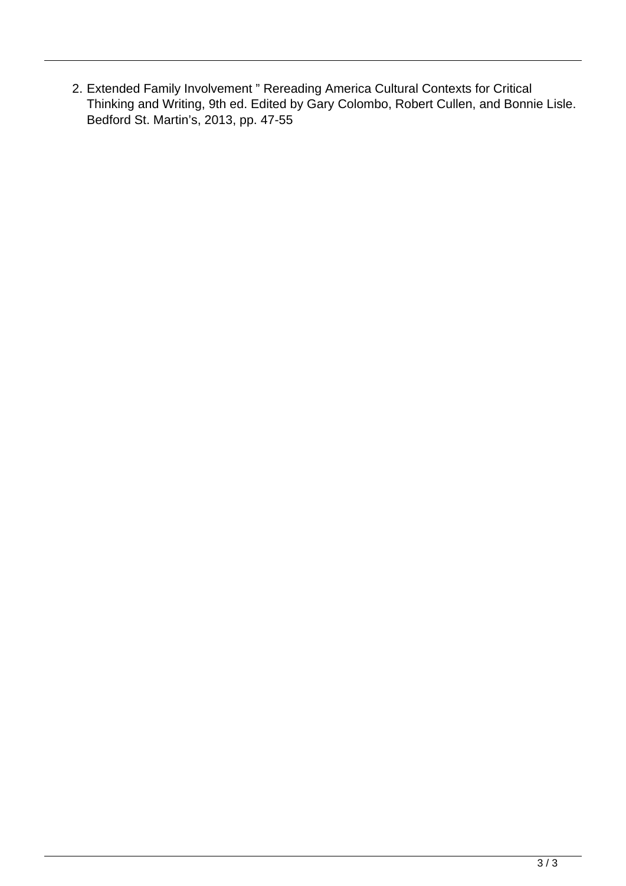2. Extended Family Involvement " Rereading America Cultural Contexts for Critical Thinking and Writing, 9th ed. Edited by Gary Colombo, Robert Cullen, and Bonnie Lisle. Bedford St. Martin's, 2013, pp. 47-55